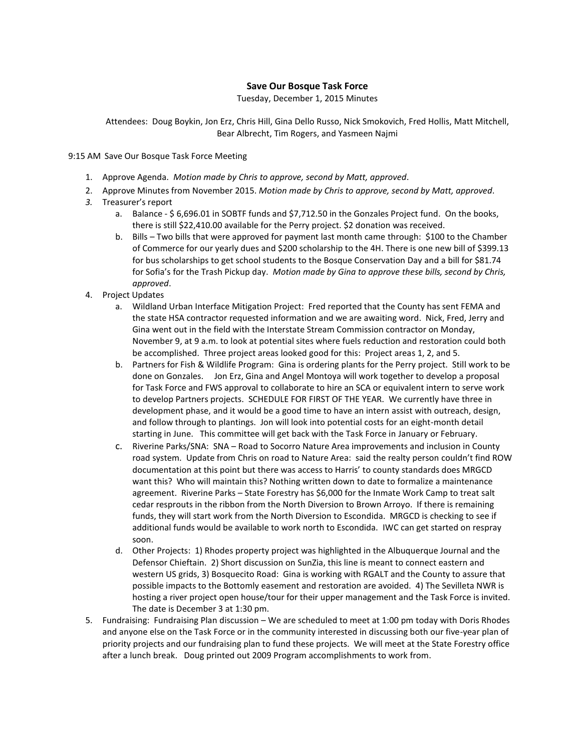# Save Our Bosque Task Force

Tuesday, December 1, 2015 Minutes

Attendees: Doug Boykin, Jon Erz, Chris Hill, Gina Dello Russo, Nick Smokovich, Fred Hollis, Matt Mitchell, Bear Albrecht, Tim Rogers, and Yasmeen Najmi

9:15 AM Save Our Bosque Task Force Meeting

1. Approve Agenda. *Motion made by Chris to approve, second by Matt, approved*.
2. Approve Minutes from November 2015. *Motion made by Chris to approve, second by Matt, approved*.
3. Treasurer's report
   a. Balance - $ 6,696.01 in SOBTF funds and $7,712.50 in the Gonzales Project fund. On the books, there is still $22,410.00 available for the Perry project. $2 donation was received.
   b. Bills – Two bills that were approved for payment last month came through: $100 to the Chamber of Commerce for our yearly dues and $200 scholarship to the 4H. There is one new bill of $399.13 for bus scholarships to get school students to the Bosque Conservation Day and a bill for $81.74 for Sofia's for the Trash Pickup day. *Motion made by Gina to approve these bills, second by Chris, approved*.
4. Project Updates
   a. Wildland Urban Interface Mitigation Project: Fred reported that the County has sent FEMA and the state HSA contractor requested information and we are awaiting word. Nick, Fred, Jerry and Gina went out in the field with the Interstate Stream Commission contractor on Monday, November 9, at 9 a.m. to look at potential sites where fuels reduction and restoration could both be accomplished. Three project areas looked good for this: Project areas 1, 2, and 5.
   b. Partners for Fish & Wildlife Program: Gina is ordering plants for the Perry project. Still work to be done on Gonzales. Jon Erz, Gina and Angel Montoya will work together to develop a proposal for Task Force and FWS approval to collaborate to hire an SCA or equivalent intern to serve work to develop Partners projects. SCHEDULE FOR FIRST OF THE YEAR. We currently have three in development phase, and it would be a good time to have an intern assist with outreach, design, and follow through to plantings. Jon will look into potential costs for an eight-month detail starting in June. This committee will get back with the Task Force in January or February.
   c. Riverine Parks/SNA: SNA – Road to Socorro Nature Area improvements and inclusion in County road system. Update from Chris on road to Nature Area: said the realty person couldn't find ROW documentation at this point but there was access to Harris' to county standards does MRGCD want this? Who will maintain this? Nothing written down to date to formalize a maintenance agreement. Riverine Parks – State Forestry has $6,000 for the Inmate Work Camp to treat salt cedar resprouts in the ribbon from the North Diversion to Brown Arroyo. If there is remaining funds, they will start work from the North Diversion to Escondida. MRGCD is checking to see if additional funds would be available to work north to Escondida. IWC can get started on respray soon.
   d. Other Projects: 1) Rhodes property project was highlighted in the Albuquerque Journal and the Defensor Chieftain. 2) Short discussion on SunZia, this line is meant to connect eastern and western US grids, 3) Bosquecito Road: Gina is working with RGALT and the County to assure that possible impacts to the Bottomly easement and restoration are avoided. 4) The Sevilleta NWR is hosting a river project open house/tour for their upper management and the Task Force is invited. The date is December 3 at 1:30 pm.
5. Fundraising: Fundraising Plan discussion – We are scheduled to meet at 1:00 pm today with Doris Rhodes and anyone else on the Task Force or in the community interested in discussing both our five-year plan of priority projects and our fundraising plan to fund these projects. We will meet at the State Forestry office after a lunch break. Doug printed out 2009 Program accomplishments to work from.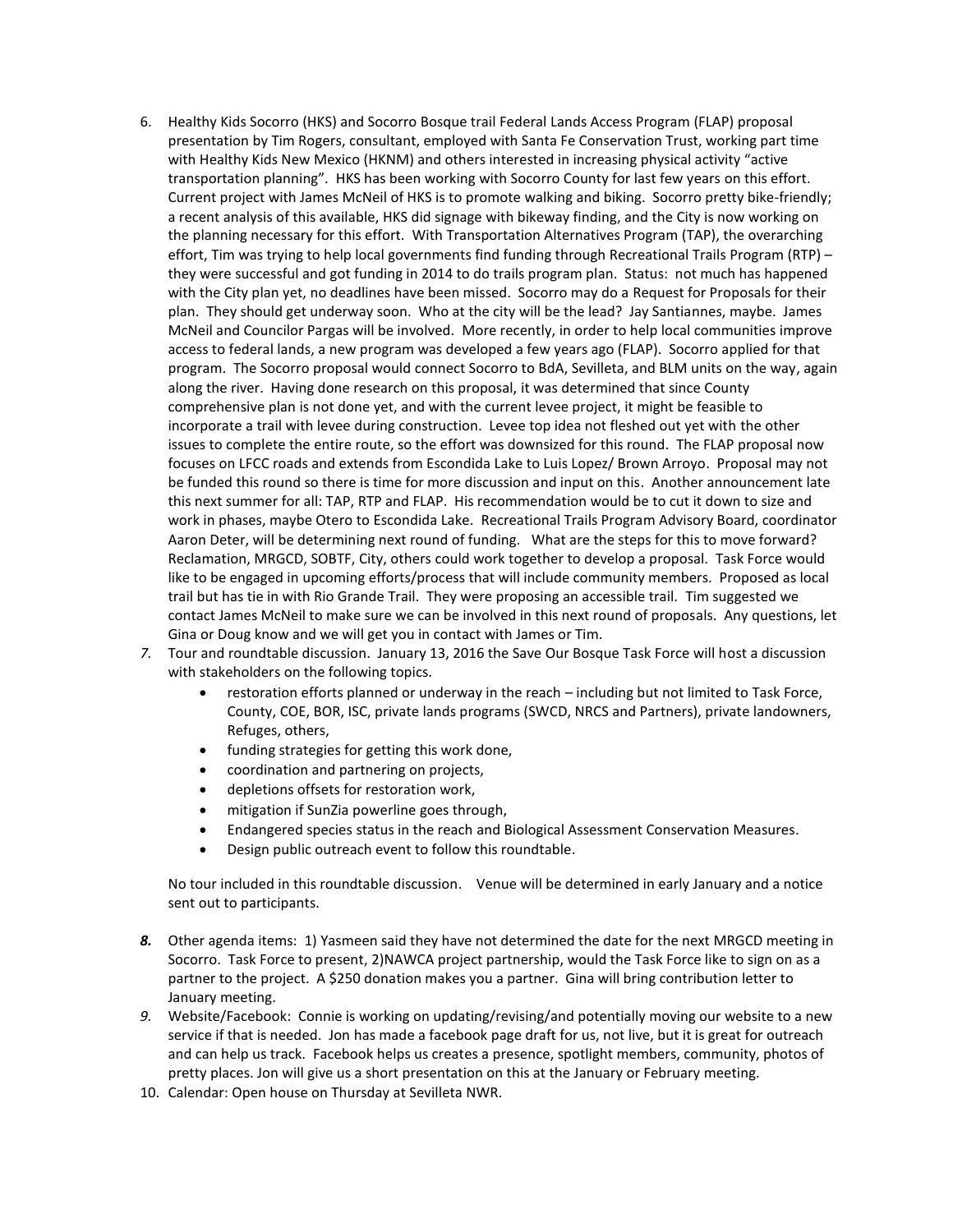6. Healthy Kids Socorro (HKS) and Socorro Bosque trail Federal Lands Access Program (FLAP) proposal presentation by Tim Rogers, consultant, employed with Santa Fe Conservation Trust, working part time with Healthy Kids New Mexico (HKNM) and others interested in increasing physical activity "active transportation planning". HKS has been working with Socorro County for last few years on this effort. Current project with James McNeil of HKS is to promote walking and biking. Socorro pretty bike-friendly; a recent analysis of this available, HKS did signage with bikeway finding, and the City is now working on the planning necessary for this effort. With Transportation Alternatives Program (TAP), the overarching effort, Tim was trying to help local governments find funding through Recreational Trails Program (RTP) – they were successful and got funding in 2014 to do trails program plan. Status: not much has happened with the City plan yet, no deadlines have been missed. Socorro may do a Request for Proposals for their plan. They should get underway soon. Who at the city will be the lead? Jay Santiannes, maybe. James McNeil and Councilor Pargas will be involved. More recently, in order to help local communities improve access to federal lands, a new program was developed a few years ago (FLAP). Socorro applied for that program. The Socorro proposal would connect Socorro to BdA, Sevilleta, and BLM units on the way, again along the river. Having done research on this proposal, it was determined that since County comprehensive plan is not done yet, and with the current levee project, it might be feasible to incorporate a trail with levee during construction. Levee top idea not fleshed out yet with the other issues to complete the entire route, so the effort was downsized for this round. The FLAP proposal now focuses on LFCC roads and extends from Escondida Lake to Luis Lopez/ Brown Arroyo. Proposal may not be funded this round so there is time for more discussion and input on this. Another announcement late this next summer for all: TAP, RTP and FLAP. His recommendation would be to cut it down to size and work in phases, maybe Otero to Escondida Lake. Recreational Trails Program Advisory Board, coordinator Aaron Deter, will be determining next round of funding. What are the steps for this to move forward? Reclamation, MRGCD, SOBTF, City, others could work together to develop a proposal. Task Force would like to be engaged in upcoming efforts/process that will include community members. Proposed as local trail but has tie in with Rio Grande Trail. They were proposing an accessible trail. Tim suggested we contact James McNeil to make sure we can be involved in this next round of proposals. Any questions, let Gina or Doug know and we will get you in contact with James or Tim.

7. Tour and roundtable discussion. January 13, 2016 the Save Our Bosque Task Force will host a discussion with stakeholders on the following topics.
   - restoration efforts planned or underway in the reach – including but not limited to Task Force, County, COE, BOR, ISC, private lands programs (SWCD, NRCS and Partners), private landowners, Refuges, others,
   - funding strategies for getting this work done,
   - coordination and partnering on projects,
   - depletions offsets for restoration work,
   - mitigation if SunZia powerline goes through,
   - Endangered species status in the reach and Biological Assessment Conservation Measures.
   - Design public outreach event to follow this roundtable.

   No tour included in this roundtable discussion. Venue will be determined in early January and a notice sent out to participants.

8. Other agenda items: 1) Yasmeen said they have not determined the date for the next MRGCD meeting in Socorro. Task Force to present, 2)NAWCA project partnership, would the Task Force like to sign on as a partner to the project. A $250 donation makes you a partner. Gina will bring contribution letter to January meeting.

9. Website/Facebook: Connie is working on updating/revising/and potentially moving our website to a new service if that is needed. Jon has made a facebook page draft for us, not live, but it is great for outreach and can help us track. Facebook helps us creates a presence, spotlight members, community, photos of pretty places. Jon will give us a short presentation on this at the January or February meeting.

10. Calendar: Open house on Thursday at Sevilleta NWR.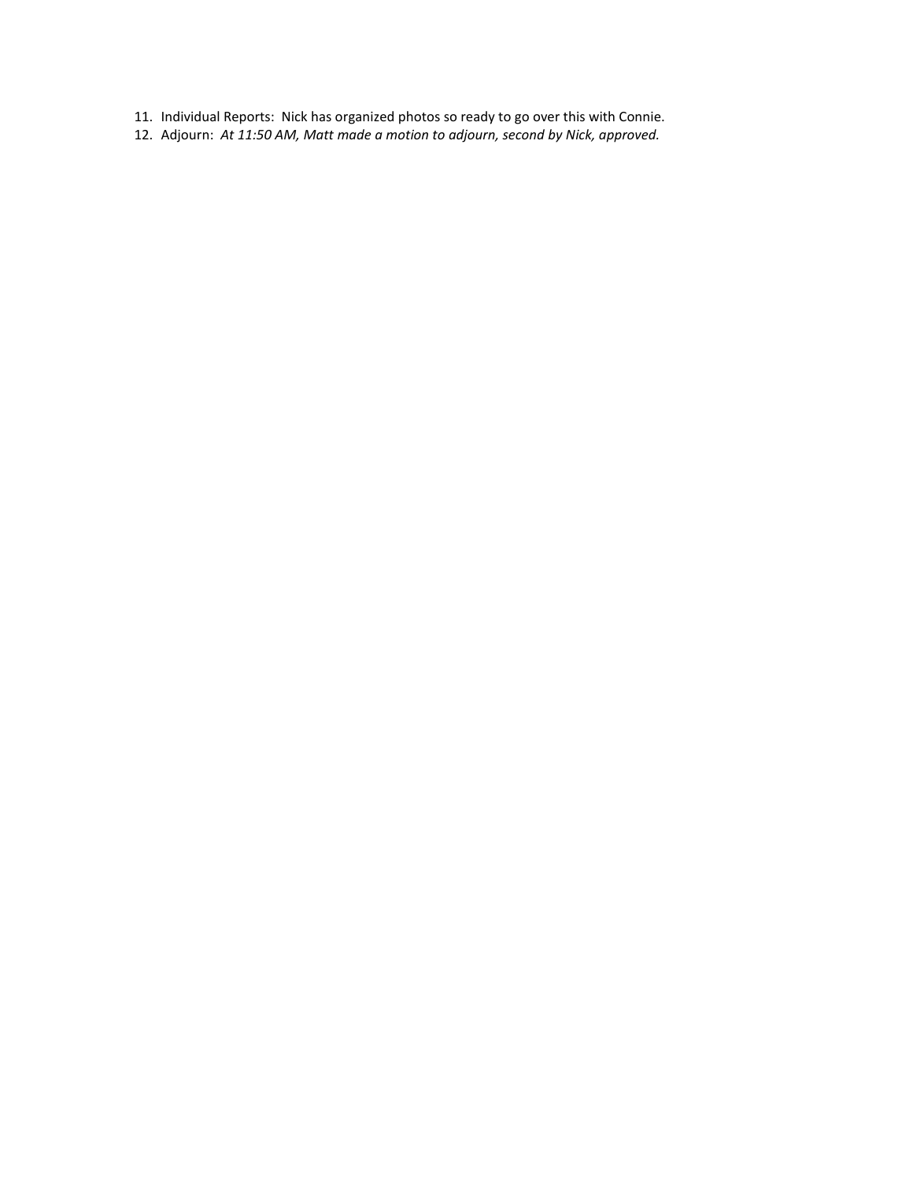11. Individual Reports: Nick has organized photos so ready to go over this with Connie.
12. Adjourn: *At 11:50 AM, Matt made a motion to adjourn, second by Nick, approved.*